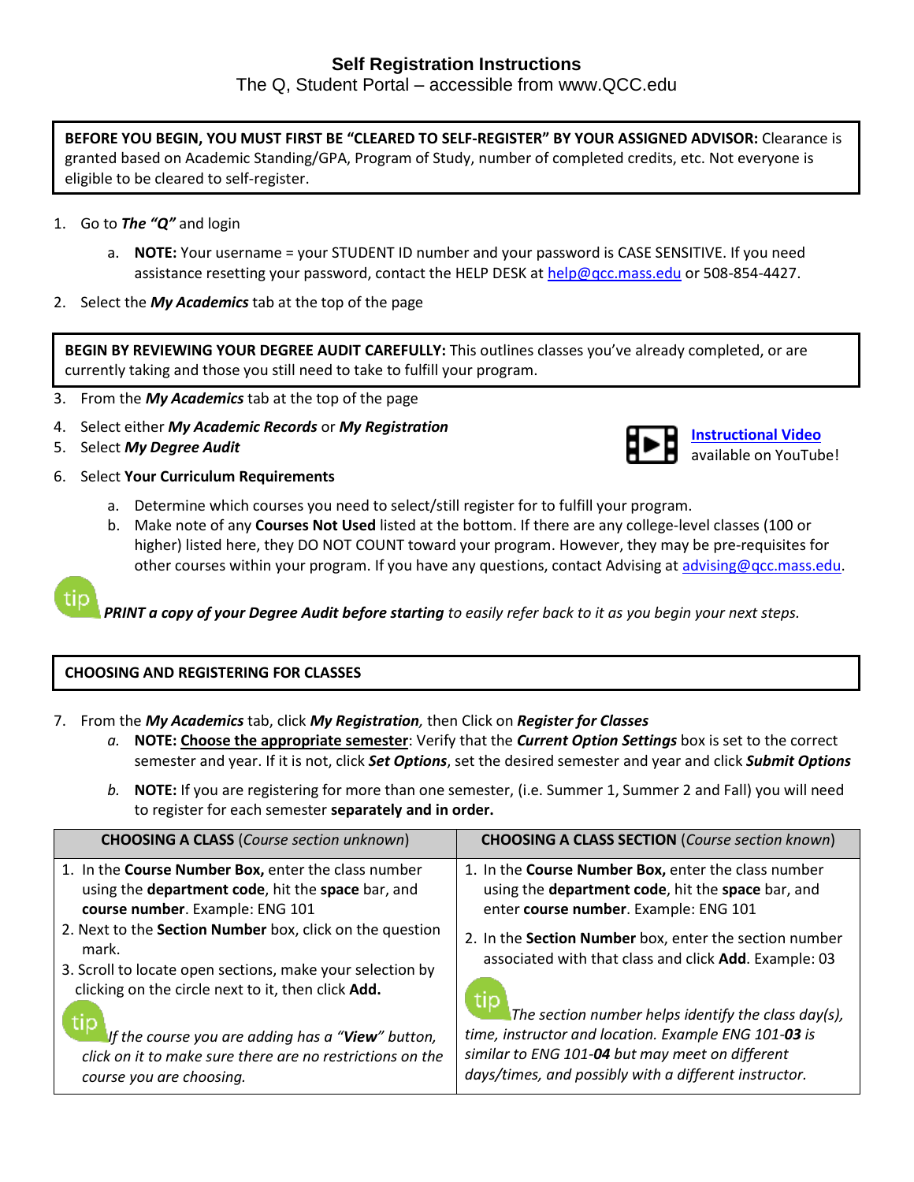# Self Registration Instructions

The Q, Student Portal – accessible from www.QCC.edu

**BEFORE YOU BEGIN, YOU MUST FIRST BE "CLEARED TO SELF-REGISTER" BY YOUR ASSIGNED ADVISOR:** Clearance is granted based on Academic Standing/GPA, Program of Study, number of completed credits, etc. Not everyone is eligible to be cleared to self-register.

1. Go to ***The "Q"*** and login
   a. **NOTE:** Your username = your STUDENT ID number and your password is CASE SENSITIVE. If you need assistance resetting your password, contact the HELP DESK at help@qcc.mass.edu or 508-854-4427.
2. Select the ***My Academics*** tab at the top of the page

**BEGIN BY REVIEWING YOUR DEGREE AUDIT CAREFULLY:** This outlines classes you've already completed, or are currently taking and those you still need to take to fulfill your program.

3. From the ***My Academics*** tab at the top of the page
4. Select either ***My Academic Records*** or ***My Registration***
5. Select ***My Degree Audit***
6. Select **Your Curriculum Requirements**
   a. Determine which courses you need to select/still register for to fulfill your program.
   b. Make note of any **Courses Not Used** listed at the bottom. If there are any college-level classes (100 or higher) listed here, they DO NOT COUNT toward your program. However, they may be pre-requisites for other courses within your program. If you have any questions, contact Advising at advising@qcc.mass.edu.

**Instructional Video** available on YouTube!

tip ***PRINT a copy of your Degree Audit before starting*** *to easily refer back to it as you begin your next steps.*

**CHOOSING AND REGISTERING FOR CLASSES**

7. From the ***My Academics*** tab, click ***My Registration,*** then Click on ***Register for Classes***
   a. **NOTE: Choose the appropriate semester**: Verify that the ***Current Option Settings*** box is set to the correct semester and year. If it is not, click ***Set Options***, set the desired semester and year and click ***Submit Options***
   b. **NOTE:** If you are registering for more than one semester, (i.e. Summer 1, Summer 2 and Fall) you will need to register for each semester **separately and in order.**

| **CHOOSING A CLASS** (*Course section unknown*) | **CHOOSING A CLASS SECTION** (*Course section known*) |
|---|---|
| 1. In the **Course Number Box,** enter the class number using the **department code**, hit the **space** bar, and **course number**. Example: ENG 101<br>2. Next to the **Section Number** box, click on the question mark.<br>3. Scroll to locate open sections, make your selection by clicking on the circle next to it, then click **Add.**<br>tip *If the course you are adding has a "**View**" button, click on it to make sure there are no restrictions on the course you are choosing.* | 1. In the **Course Number Box,** enter the class number using the **department code**, hit the **space** bar, and enter **course number**. Example: ENG 101<br>2. In the **Section Number** box, enter the section number associated with that class and click **Add**. Example: 03<br>tip *The section number helps identify the class day(s), time, instructor and location. Example ENG 101-**03** is similar to ENG 101-**04** but may meet on different days/times, and possibly with a different instructor.* |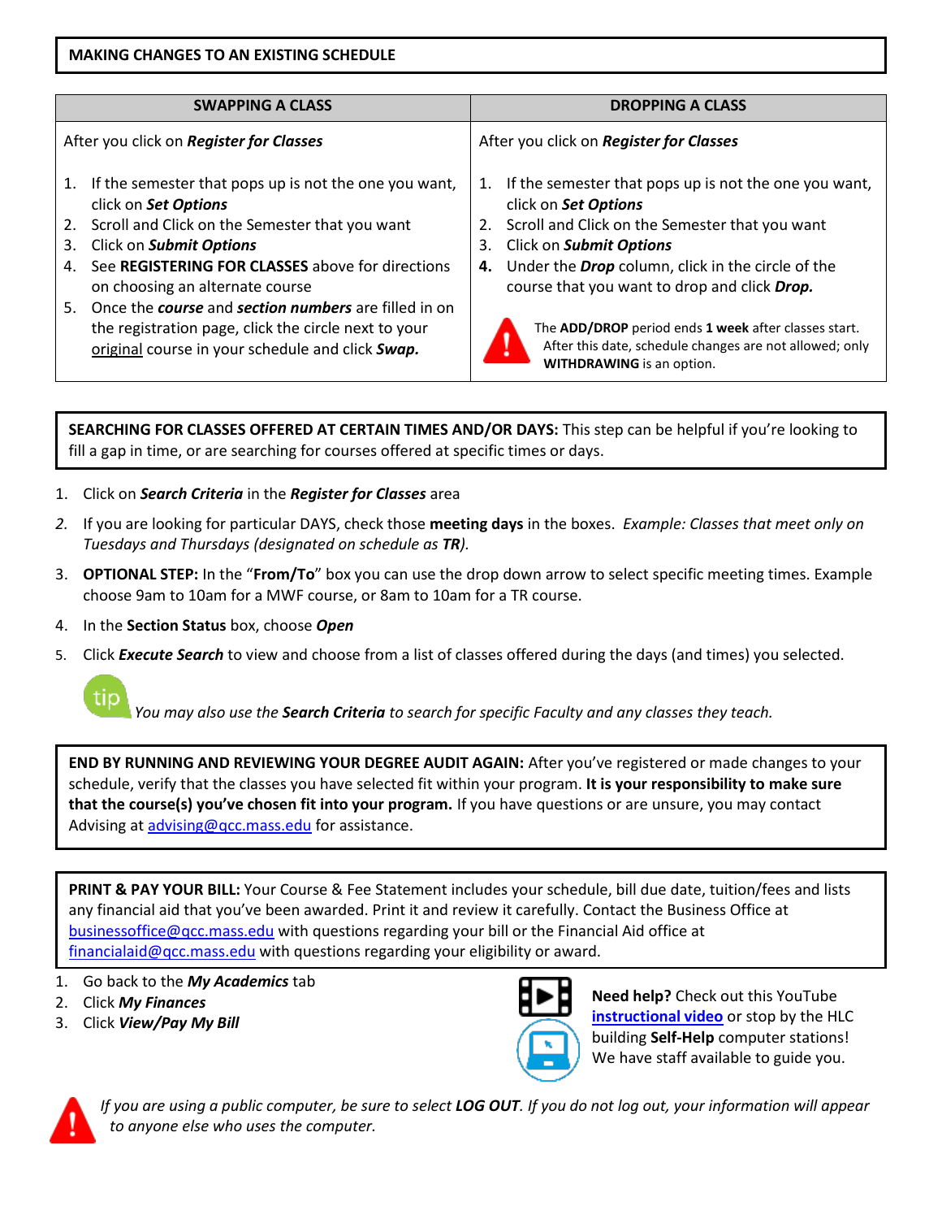## MAKING CHANGES TO AN EXISTING SCHEDULE

| SWAPPING A CLASS | DROPPING A CLASS |
|---|---|
| After you click on ***Register for Classes*** | After you click on ***Register for Classes*** |
| 1. If the semester that pops up is not the one you want, click on ***Set Options***<br>2. Scroll and Click on the Semester that you want<br>3. Click on ***Submit Options***<br>4. See **REGISTERING FOR CLASSES** above for directions on choosing an alternate course<br>5. Once the ***course*** and ***section numbers*** are filled in on the registration page, click the circle next to your original course in your schedule and click ***Swap.*** | 1. If the semester that pops up is not the one you want, click on ***Set Options***<br>2. Scroll and Click on the Semester that you want<br>3. Click on ***Submit Options***<br>4. Under the ***Drop*** column, click in the circle of the course that you want to drop and click ***Drop.***<br><br>The **ADD/DROP** period ends **1 week** after classes start. After this date, schedule changes are not allowed; only **WITHDRAWING** is an option. |

**SEARCHING FOR CLASSES OFFERED AT CERTAIN TIMES AND/OR DAYS:** This step can be helpful if you're looking to fill a gap in time, or are searching for courses offered at specific times or days.

1. Click on ***Search Criteria*** in the ***Register for Classes*** area
2. If you are looking for particular DAYS, check those **meeting days** in the boxes. *Example: Classes that meet only on Tuesdays and Thursdays (designated on schedule as **TR**).*
3. **OPTIONAL STEP:** In the "**From/To**" box you can use the drop down arrow to select specific meeting times. Example choose 9am to 10am for a MWF course, or 8am to 10am for a TR course.
4. In the **Section Status** box, choose ***Open***
5. Click ***Execute Search*** to view and choose from a list of classes offered during the days (and times) you selected.

tip *You may also use the **Search Criteria** to search for specific Faculty and any classes they teach.*

**END BY RUNNING AND REVIEWING YOUR DEGREE AUDIT AGAIN:** After you've registered or made changes to your schedule, verify that the classes you have selected fit within your program. **It is your responsibility to make sure that the course(s) you've chosen fit into your program.** If you have questions or are unsure, you may contact Advising at advising@qcc.mass.edu for assistance.

**PRINT & PAY YOUR BILL:** Your Course & Fee Statement includes your schedule, bill due date, tuition/fees and lists any financial aid that you've been awarded. Print it and review it carefully. Contact the Business Office at businessoffice@qcc.mass.edu with questions regarding your bill or the Financial Aid office at financialaid@qcc.mass.edu with questions regarding your eligibility or award.

1. Go back to the ***My Academics*** tab
2. Click ***My Finances***
3. Click ***View/Pay My Bill***

**Need help?** Check out this YouTube **instructional video** or stop by the HLC building **Self-Help** computer stations! We have staff available to guide you.

*If you are using a public computer, be sure to select **LOG OUT**. If you do not log out, your information will appear to anyone else who uses the computer.*